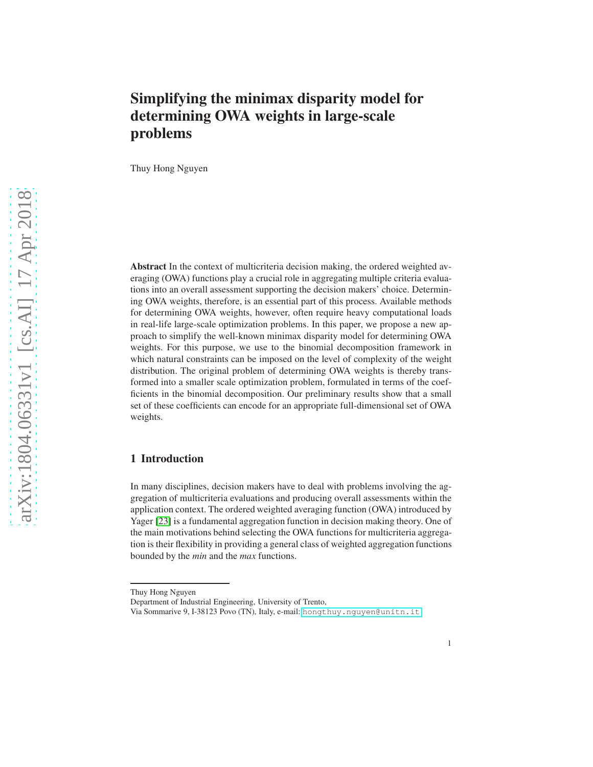# Simplifying the minimax disparity model for determining OWA weights in large-scale problems

Thuy Hong Nguyen

**Abstract** In the context of multicriteria decision making, the ordered weighted averaging (OWA) functions play a crucial role in aggregating multiple criteria evaluations into an overall assessment supporting the decision makers' choice. Determining OWA weights, therefore, is an essential part of this process. Available methods for determining OWA weights, however, often require heavy computational loads in real-life large-scale optimization problems. In this paper, we propose a new approach to simplify the well-known minimax disparity model for determining OWA weights. For this purpose, we use to the binomial decomposition framework in which natural constraints can be imposed on the level of complexity of the weight distribution. The original problem of determining OWA weights is thereby transformed into a smaller scale optimization problem, formulated in terms of the coefficients in the binomial decomposition. Our preliminary results show that a small set of these coefficients can encode for an appropriate full-dimensional set of OWA weights.

## 1 Introduction

In many disciplines, decision makers have to deal with problems involving the aggregation of multicriteria evaluations and producing overall assessments within the application context. The ordered weighted averaging function (OWA) introduced by Yager [23] is a fundamental aggregation function in decision making theory. One of the main motivations behind selecting the OWA functions for multicriteria aggregation is their flexibility in providing a general class of weighted aggregation functions bounded by the *min* and the *max* functions.

---

Thuy Hong Nguyen
Department of Industrial Engineering, University of Trento,
Via Sommarive 9, I-38123 Povo (TN), Italy, e-mail: hongthuy.nguyen@unitn.it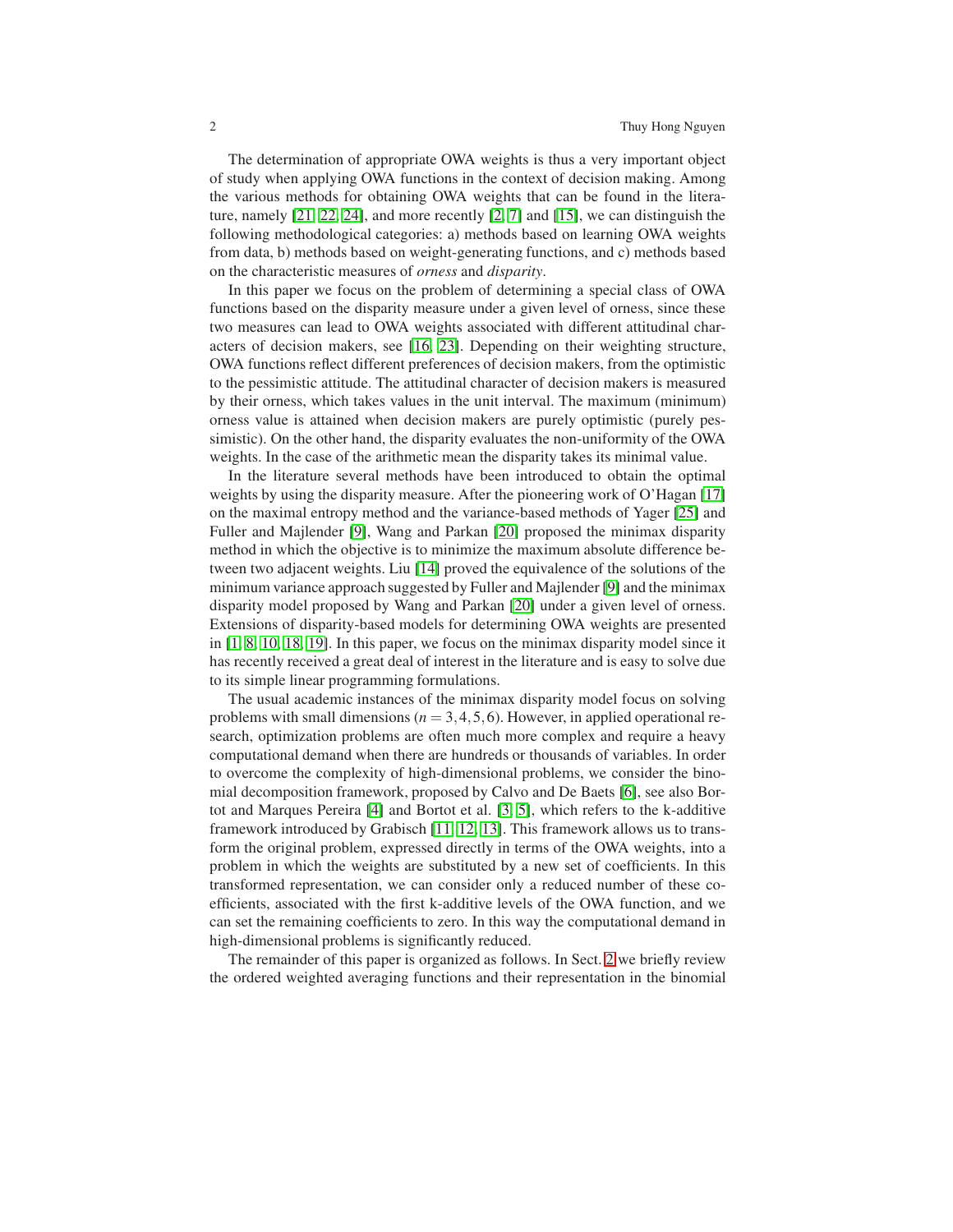The determination of appropriate OWA weights is thus a very important object of study when applying OWA functions in the context of decision making. Among the various methods for obtaining OWA weights that can be found in the literature, namely [21, 22, 24], and more recently [2, 7] and [15], we can distinguish the following methodological categories: a) methods based on learning OWA weights from data, b) methods based on weight-generating functions, and c) methods based on the characteristic measures of *orness* and *disparity*.

In this paper we focus on the problem of determining a special class of OWA functions based on the disparity measure under a given level of orness, since these two measures can lead to OWA weights associated with different attitudinal characters of decision makers, see [16, 23]. Depending on their weighting structure, OWA functions reflect different preferences of decision makers, from the optimistic to the pessimistic attitude. The attitudinal character of decision makers is measured by their orness, which takes values in the unit interval. The maximum (minimum) orness value is attained when decision makers are purely optimistic (purely pessimistic). On the other hand, the disparity evaluates the non-uniformity of the OWA weights. In the case of the arithmetic mean the disparity takes its minimal value.

In the literature several methods have been introduced to obtain the optimal weights by using the disparity measure. After the pioneering work of O'Hagan [17] on the maximal entropy method and the variance-based methods of Yager [25] and Fuller and Majlender [9], Wang and Parkan [20] proposed the minimax disparity method in which the objective is to minimize the maximum absolute difference between two adjacent weights. Liu [14] proved the equivalence of the solutions of the minimum variance approach suggested by Fuller and Majlender [9] and the minimax disparity model proposed by Wang and Parkan [20] under a given level of orness. Extensions of disparity-based models for determining OWA weights are presented in [1, 8, 10, 18, 19]. In this paper, we focus on the minimax disparity model since it has recently received a great deal of interest in the literature and is easy to solve due to its simple linear programming formulations.

The usual academic instances of the minimax disparity model focus on solving problems with small dimensions ($n = 3,4,5,6$). However, in applied operational research, optimization problems are often much more complex and require a heavy computational demand when there are hundreds or thousands of variables. In order to overcome the complexity of high-dimensional problems, we consider the binomial decomposition framework, proposed by Calvo and De Baets [6], see also Bortot and Marques Pereira [4] and Bortot et al. [3, 5], which refers to the k-additive framework introduced by Grabisch [11, 12, 13]. This framework allows us to transform the original problem, expressed directly in terms of the OWA weights, into a problem in which the weights are substituted by a new set of coefficients. In this transformed representation, we can consider only a reduced number of these coefficients, associated with the first k-additive levels of the OWA function, and we can set the remaining coefficients to zero. In this way the computational demand in high-dimensional problems is significantly reduced.

The remainder of this paper is organized as follows. In Sect. 2 we briefly review the ordered weighted averaging functions and their representation in the binomial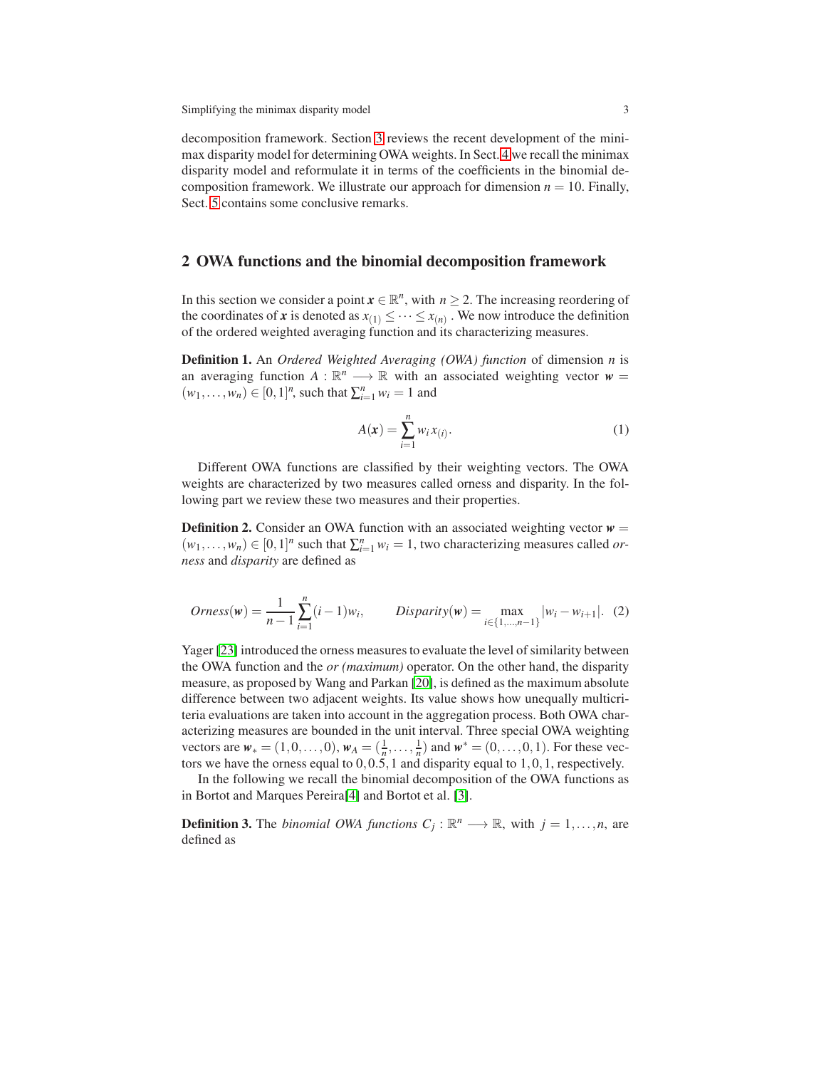decomposition framework. Section 3 reviews the recent development of the minimax disparity model for determining OWA weights. In Sect. 4 we recall the minimax disparity model and reformulate it in terms of the coefficients in the binomial decomposition framework. We illustrate our approach for dimension $n = 10$. Finally, Sect. 5 contains some conclusive remarks.

## 2 OWA functions and the binomial decomposition framework

In this section we consider a point $\boldsymbol{x} \in \mathbb{R}^n$, with $n \geq 2$. The increasing reordering of the coordinates of $\boldsymbol{x}$ is denoted as $x_{(1)} \leq \cdots \leq x_{(n)}$ . We now introduce the definition of the ordered weighted averaging function and its characterizing measures.

**Definition 1.** An *Ordered Weighted Averaging (OWA) function* of dimension $n$ is an averaging function $A : \mathbb{R}^n \longrightarrow \mathbb{R}$ with an associated weighting vector $\boldsymbol{w} = (w_1, \ldots, w_n) \in [0,1]^n$, such that $\sum_{i=1}^n w_i = 1$ and

$$A(\boldsymbol{x}) = \sum_{i=1}^{n} w_i x_{(i)}. \tag{1}$$

Different OWA functions are classified by their weighting vectors. The OWA weights are characterized by two measures called orness and disparity. In the following part we review these two measures and their properties.

**Definition 2.** Consider an OWA function with an associated weighting vector $\boldsymbol{w} = (w_1, \ldots, w_n) \in [0,1]^n$ such that $\sum_{i=1}^n w_i = 1$, two characterizing measures called *orness* and *disparity* are defined as

$$Orness(\boldsymbol{w}) = \frac{1}{n-1} \sum_{i=1}^{n} (i-1) w_i, \qquad Disparity(\boldsymbol{w}) = \max_{i \in \{1,\ldots,n-1\}} |w_i - w_{i+1}|. \tag{2}$$

Yager [23] introduced the orness measures to evaluate the level of similarity between the OWA function and the *or (maximum)* operator. On the other hand, the disparity measure, as proposed by Wang and Parkan [20], is defined as the maximum absolute difference between two adjacent weights. Its value shows how unequally multicriteria evaluations are taken into account in the aggregation process. Both OWA characterizing measures are bounded in the unit interval. Three special OWA weighting vectors are $\boldsymbol{w}_* = (1, 0, \ldots, 0)$, $\boldsymbol{w}_A = (\frac{1}{n}, \ldots, \frac{1}{n})$ and $\boldsymbol{w}^* = (0, \ldots, 0, 1)$. For these vectors we have the orness equal to $0, 0.5, 1$ and disparity equal to $1, 0, 1$, respectively.

In the following we recall the binomial decomposition of the OWA functions as in Bortot and Marques Pereira[4] and Bortot et al. [3].

**Definition 3.** The *binomial OWA functions* $C_j : \mathbb{R}^n \longrightarrow \mathbb{R}$, with $j = 1, \ldots, n$, are defined as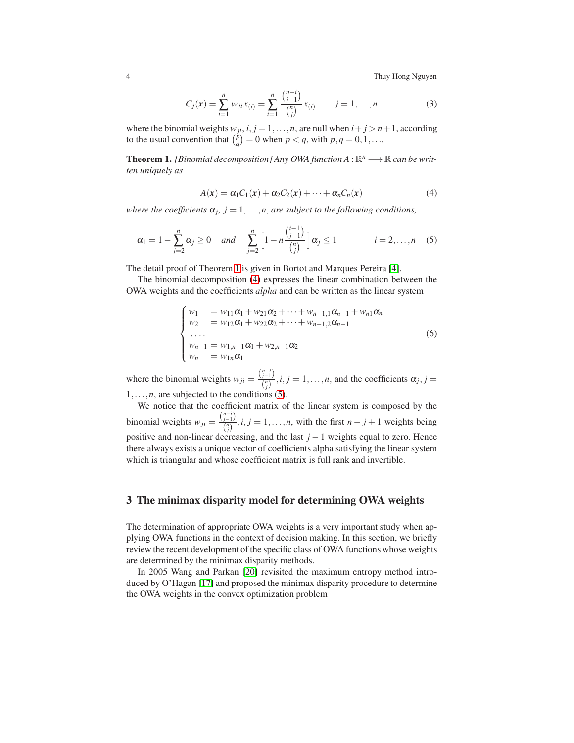$$C_j(\boldsymbol{x}) = \sum_{i=1}^{n} w_{ji}\, x_{(i)} = \sum_{i=1}^{n} \frac{\binom{n-i}{j-1}}{\binom{n}{j}} x_{(i)} \qquad j = 1, \ldots, n \tag{3}$$

where the binomial weights $w_{ji}$, $i, j = 1, \ldots, n$, are null when $i + j > n + 1$, according to the usual convention that $\binom{p}{q} = 0$ when $p < q$, with $p, q = 0, 1, \ldots$.

**Theorem 1.** *[Binomial decomposition] Any OWA function* $A : \mathbb{R}^n \longrightarrow \mathbb{R}$ *can be written uniquely as*

$$A(\boldsymbol{x}) = \alpha_1 C_1(\boldsymbol{x}) + \alpha_2 C_2(\boldsymbol{x}) + \cdots + \alpha_n C_n(\boldsymbol{x}) \tag{4}$$

*where the coefficients* $\alpha_j$, $j = 1, \ldots, n$, *are subject to the following conditions,*

$$\alpha_1 = 1 - \sum_{j=2}^{n} \alpha_j \geq 0 \quad \text{and} \quad \sum_{j=2}^{n} \left[ 1 - n \frac{\binom{i-1}{j-1}}{\binom{n}{j}} \right] \alpha_j \leq 1 \qquad i = 2, \ldots, n \tag{5}$$

The detail proof of Theorem 1 is given in Bortot and Marques Pereira [4].

The binomial decomposition (4) expresses the linear combination between the OWA weights and the coefficients *alpha* and can be written as the linear system

$$\begin{cases} w_1 &= w_{11}\alpha_1 + w_{21}\alpha_2 + \cdots + w_{n-1,1}\alpha_{n-1} + w_{n1}\alpha_n \\ w_2 &= w_{12}\alpha_1 + w_{22}\alpha_2 + \cdots + w_{n-1,2}\alpha_{n-1} \\ \ldots & \\ w_{n-1} &= w_{1,n-1}\alpha_1 + w_{2,n-1}\alpha_2 \\ w_n &= w_{1n}\alpha_1 \end{cases} \tag{6}$$

where the binomial weights $w_{ji} = \frac{\binom{n-i}{j-1}}{\binom{n}{j}}, i, j = 1, \ldots, n$, and the coefficients $\alpha_j, j = 1, \ldots, n$, are subjected to the conditions (5).

We notice that the coefficient matrix of the linear system is composed by the binomial weights $w_{ji} = \frac{\binom{n-i}{j-1}}{\binom{n}{j}}, i, j = 1, \ldots, n$, with the first $n - j + 1$ weights being positive and non-linear decreasing, and the last $j - 1$ weights equal to zero. Hence there always exists a unique vector of coefficients alpha satisfying the linear system which is triangular and whose coefficient matrix is full rank and invertible.

## 3 The minimax disparity model for determining OWA weights

The determination of appropriate OWA weights is a very important study when applying OWA functions in the context of decision making. In this section, we briefly review the recent development of the specific class of OWA functions whose weights are determined by the minimax disparity methods.

In 2005 Wang and Parkan [20] revisited the maximum entropy method introduced by O'Hagan [17] and proposed the minimax disparity procedure to determine the OWA weights in the convex optimization problem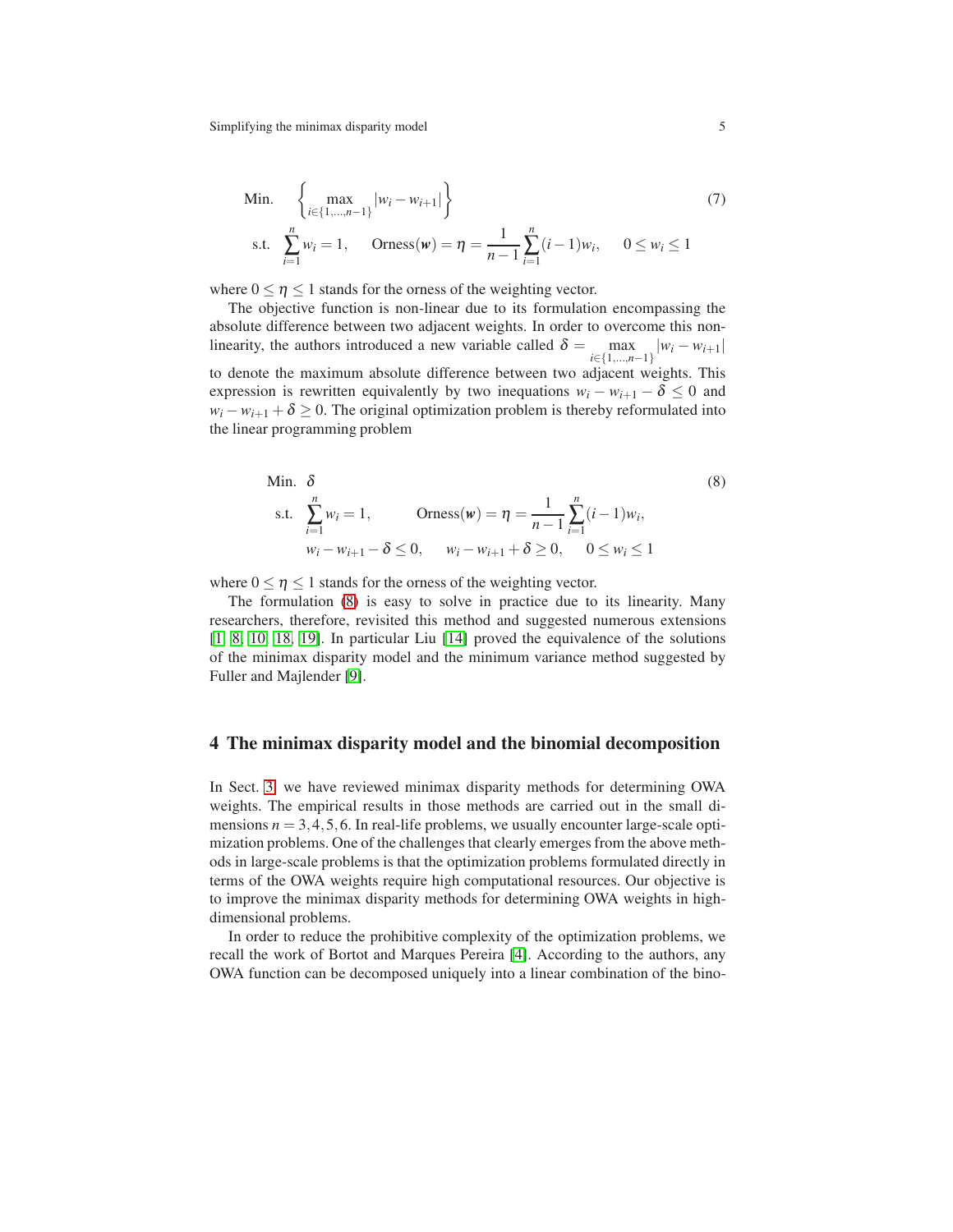$$
\begin{aligned}
&\text{Min.} \quad \left\{ \max_{i \in \{1,\ldots,n-1\}} |w_i - w_{i+1}| \right\} \\
&\text{s.t.} \quad \sum_{i=1}^{n} w_i = 1, \qquad \text{Orness}(\boldsymbol{w}) = \eta = \frac{1}{n-1} \sum_{i=1}^{n} (i-1) w_i, \qquad 0 \le w_i \le 1
\end{aligned}
\tag{7}
$$

where $0 \le \eta \le 1$ stands for the orness of the weighting vector.

The objective function is non-linear due to its formulation encompassing the absolute difference between two adjacent weights. In order to overcome this non-linearity, the authors introduced a new variable called $\delta = \max_{i \in \{1,\ldots,n-1\}} |w_i - w_{i+1}|$ to denote the maximum absolute difference between two adjacent weights. This expression is rewritten equivalently by two inequations $w_i - w_{i+1} - \delta \le 0$ and $w_i - w_{i+1} + \delta \ge 0$. The original optimization problem is thereby reformulated into the linear programming problem

$$
\begin{aligned}
&\text{Min.} \quad \delta \\
&\text{s.t.} \quad \sum_{i=1}^{n} w_i = 1, \qquad \text{Orness}(\boldsymbol{w}) = \eta = \frac{1}{n-1} \sum_{i=1}^{n} (i-1) w_i, \\
&\qquad w_i - w_{i+1} - \delta \le 0, \qquad w_i - w_{i+1} + \delta \ge 0, \qquad 0 \le w_i \le 1
\end{aligned}
\tag{8}
$$

where $0 \le \eta \le 1$ stands for the orness of the weighting vector.

The formulation (8) is easy to solve in practice due to its linearity. Many researchers, therefore, revisited this method and suggested numerous extensions [1, 8, 10, 18, 19]. In particular Liu [14] proved the equivalence of the solutions of the minimax disparity model and the minimum variance method suggested by Fuller and Majlender [9].

## 4 The minimax disparity model and the binomial decomposition

In Sect. 3, we have reviewed minimax disparity methods for determining OWA weights. The empirical results in those methods are carried out in the small dimensions $n = 3, 4, 5, 6$. In real-life problems, we usually encounter large-scale optimization problems. One of the challenges that clearly emerges from the above methods in large-scale problems is that the optimization problems formulated directly in terms of the OWA weights require high computational resources. Our objective is to improve the minimax disparity methods for determining OWA weights in high-dimensional problems.

In order to reduce the prohibitive complexity of the optimization problems, we recall the work of Bortot and Marques Pereira [4]. According to the authors, any OWA function can be decomposed uniquely into a linear combination of the bino-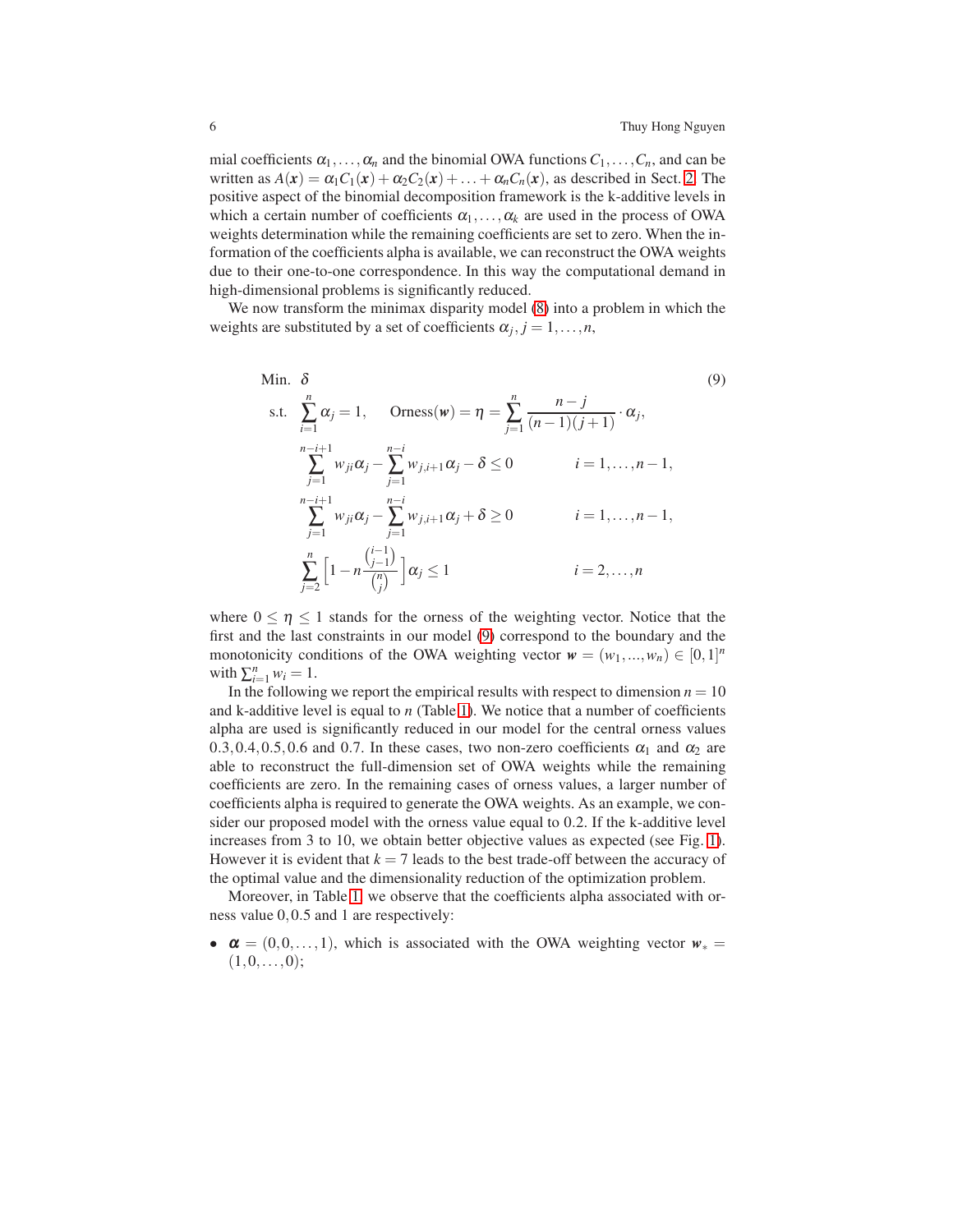mial coefficients $\alpha_1, \ldots, \alpha_n$ and the binomial OWA functions $C_1, \ldots, C_n$, and can be written as $A(\boldsymbol{x}) = \alpha_1 C_1(\boldsymbol{x}) + \alpha_2 C_2(\boldsymbol{x}) + \ldots + \alpha_n C_n(\boldsymbol{x})$, as described in Sect. 2. The positive aspect of the binomial decomposition framework is the k-additive levels in which a certain number of coefficients $\alpha_1, \ldots, \alpha_k$ are used in the process of OWA weights determination while the remaining coefficients are set to zero. When the information of the coefficients alpha is available, we can reconstruct the OWA weights due to their one-to-one correspondence. In this way the computational demand in high-dimensional problems is significantly reduced.

We now transform the minimax disparity model (8) into a problem in which the weights are substituted by a set of coefficients $\alpha_j, j = 1, \ldots, n$,

$$
\begin{aligned}
\text{Min.} \quad & \delta && (9)\\
\text{s.t.} \quad & \sum_{i=1}^{n} \alpha_j = 1, \quad \text{Orness}(\boldsymbol{w}) = \eta = \sum_{j=1}^{n} \frac{n-j}{(n-1)(j+1)} \cdot \alpha_j, \\
& \sum_{j=1}^{n-i+1} w_{ji}\alpha_j - \sum_{j=1}^{n-i} w_{j,i+1}\alpha_j - \delta \leq 0 && i = 1, \ldots, n-1, \\
& \sum_{j=1}^{n-i+1} w_{ji}\alpha_j - \sum_{j=1}^{n-i} w_{j,i+1}\alpha_j + \delta \geq 0 && i = 1, \ldots, n-1, \\
& \sum_{j=2}^{n} \left[ 1 - n \frac{\binom{i-1}{j-1}}{\binom{n}{j}} \right] \alpha_j \leq 1 && i = 2, \ldots, n
\end{aligned}
$$

where $0 \leq \eta \leq 1$ stands for the orness of the weighting vector. Notice that the first and the last constraints in our model (9) correspond to the boundary and the monotonicity conditions of the OWA weighting vector $\boldsymbol{w} = (w_1, ..., w_n) \in [0,1]^n$ with $\sum_{i=1}^{n} w_i = 1$.

In the following we report the empirical results with respect to dimension $n = 10$ and k-additive level is equal to $n$ (Table 1). We notice that a number of coefficients alpha are used is significantly reduced in our model for the central orness values $0.3, 0.4, 0.5, 0.6$ and $0.7$. In these cases, two non-zero coefficients $\alpha_1$ and $\alpha_2$ are able to reconstruct the full-dimension set of OWA weights while the remaining coefficients are zero. In the remaining cases of orness values, a larger number of coefficients alpha is required to generate the OWA weights. As an example, we consider our proposed model with the orness value equal to $0.2$. If the k-additive level increases from 3 to 10, we obtain better objective values as expected (see Fig. 1). However it is evident that $k = 7$ leads to the best trade-off between the accuracy of the optimal value and the dimensionality reduction of the optimization problem.

Moreover, in Table 1, we observe that the coefficients alpha associated with orness value $0, 0.5$ and $1$ are respectively:

- $\boldsymbol{\alpha} = (0, 0, \ldots, 1)$, which is associated with the OWA weighting vector $\boldsymbol{w}_* = (1, 0, \ldots, 0)$;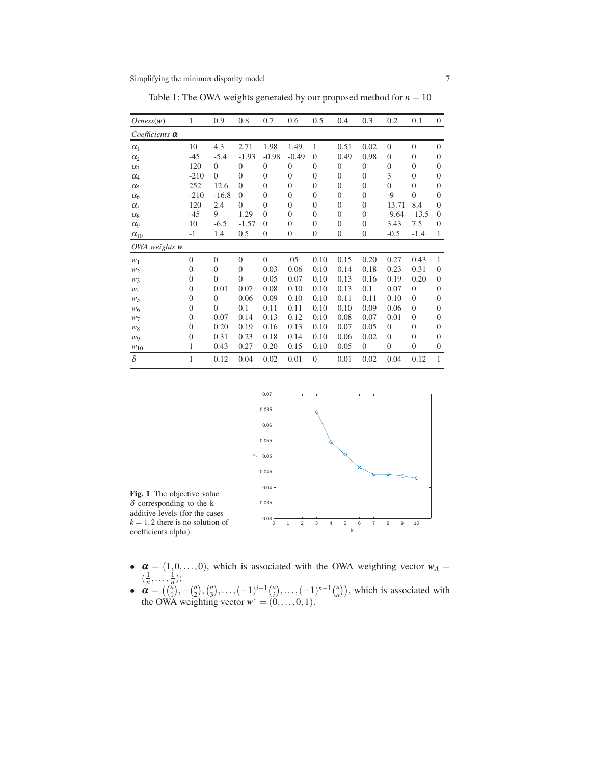Table 1: The OWA weights generated by our proposed method for $n = 10$

| *Orness*($\boldsymbol{w}$) | 1 | 0.9 | 0.8 | 0.7 | 0.6 | 0.5 | 0.4 | 0.3 | 0.2 | 0.1 | 0 |
|---|---|---|---|---|---|---|---|---|---|---|---|
| *Coefficients* $\boldsymbol{\alpha}$ | | | | | | | | | | | |
| $\alpha_1$ | 10 | 4.3 | 2.71 | 1.98 | 1.49 | 1 | 0.51 | 0.02 | 0 | 0 | 0 |
| $\alpha_2$ | -45 | -5.4 | -1.93 | -0.98 | -0.49 | 0 | 0.49 | 0.98 | 0 | 0 | 0 |
| $\alpha_3$ | 120 | 0 | 0 | 0 | 0 | 0 | 0 | 0 | 0 | 0 | 0 |
| $\alpha_4$ | -210 | 0 | 0 | 0 | 0 | 0 | 0 | 0 | 3 | 0 | 0 |
| $\alpha_5$ | 252 | 12.6 | 0 | 0 | 0 | 0 | 0 | 0 | 0 | 0 | 0 |
| $\alpha_6$ | -210 | -16.8 | 0 | 0 | 0 | 0 | 0 | 0 | -9 | 0 | 0 |
| $\alpha_7$ | 120 | 2.4 | 0 | 0 | 0 | 0 | 0 | 0 | 13.71 | 8.4 | 0 |
| $\alpha_8$ | -45 | 9 | 1.29 | 0 | 0 | 0 | 0 | 0 | -9.64 | -13.5 | 0 |
| $\alpha_9$ | 10 | -6.5 | -1.57 | 0 | 0 | 0 | 0 | 0 | 3.43 | 7.5 | 0 |
| $\alpha_{10}$ | -1 | 1.4 | 0.5 | 0 | 0 | 0 | 0 | 0 | -0.5 | -1.4 | 1 |
| *OWA weights* $\boldsymbol{w}$ | | | | | | | | | | | |
| $w_1$ | 0 | 0 | 0 | 0 | .05 | 0.10 | 0.15 | 0.20 | 0.27 | 0.43 | 1 |
| $w_2$ | 0 | 0 | 0 | 0.03 | 0.06 | 0.10 | 0.14 | 0.18 | 0.23 | 0.31 | 0 |
| $w_3$ | 0 | 0 | 0 | 0.05 | 0.07 | 0.10 | 0.13 | 0.16 | 0.19 | 0.20 | 0 |
| $w_4$ | 0 | 0.01 | 0.07 | 0.08 | 0.10 | 0.10 | 0.13 | 0.1 | 0.07 | 0 | 0 |
| $w_5$ | 0 | 0 | 0.06 | 0.09 | 0.10 | 0.10 | 0.11 | 0.11 | 0.10 | 0 | 0 |
| $w_6$ | 0 | 0 | 0.1 | 0.11 | 0.11 | 0.10 | 0.10 | 0.09 | 0.06 | 0 | 0 |
| $w_7$ | 0 | 0.07 | 0.14 | 0.13 | 0.12 | 0.10 | 0.08 | 0.07 | 0.01 | 0 | 0 |
| $w_8$ | 0 | 0.20 | 0.19 | 0.16 | 0.13 | 0.10 | 0.07 | 0.05 | 0 | 0 | 0 |
| $w_9$ | 0 | 0.31 | 0.23 | 0.18 | 0.14 | 0.10 | 0.06 | 0.02 | 0 | 0 | 0 |
| $w_{10}$ | 1 | 0.43 | 0.27 | 0.20 | 0.15 | 0.10 | 0.05 | 0 | 0 | 0 | 0 |
| $\delta$ | 1 | 0.12 | 0.04 | 0.02 | 0.01 | 0 | 0.01 | 0.02 | 0.04 | 0.12 | 1 |

**Fig. 1** The objective value $\delta$ corresponding to the k-additive levels (for the cases $k = 1, 2$ there is no solution of coefficients alpha).

- $\boldsymbol{\alpha} = (1, 0, \ldots, 0)$, which is associated with the OWA weighting vector $\boldsymbol{w}_A = (\frac{1}{n}, \ldots, \frac{1}{n})$;
- $\boldsymbol{\alpha} = \left(\binom{n}{1}, -\binom{n}{2}, \binom{n}{3}, \ldots, (-1)^{i-1}\binom{n}{i}, \ldots, (-1)^{n-1}\binom{n}{n}\right)$, which is associated with the OWA weighting vector $\boldsymbol{w}^* = (0, \ldots, 0, 1)$.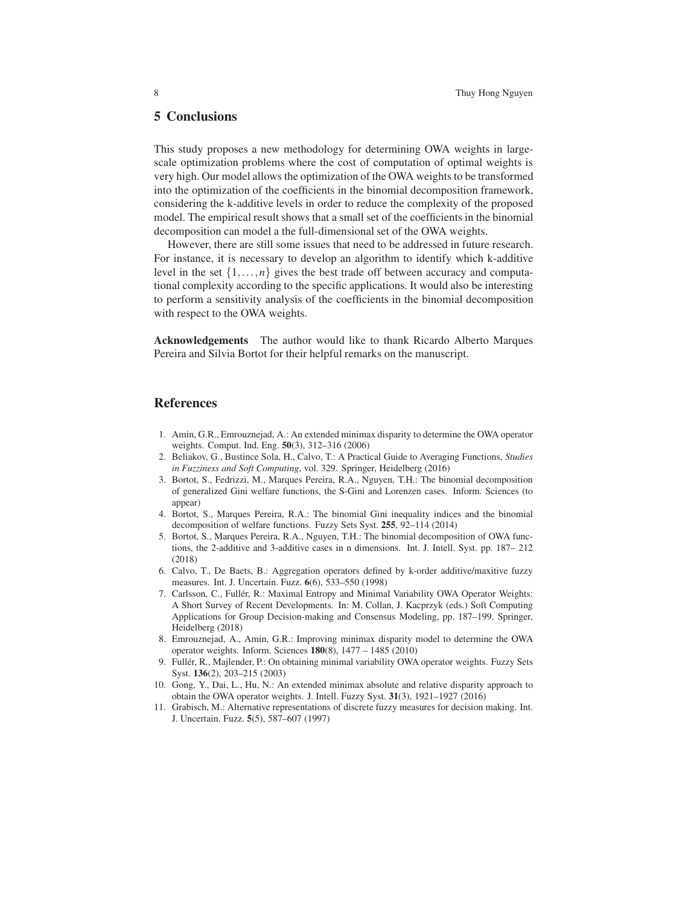## 5 Conclusions

This study proposes a new methodology for determining OWA weights in large-scale optimization problems where the cost of computation of optimal weights is very high. Our model allows the optimization of the OWA weights to be transformed into the optimization of the coefficients in the binomial decomposition framework, considering the k-additive levels in order to reduce the complexity of the proposed model. The empirical result shows that a small set of the coefficients in the binomial decomposition can model a the full-dimensional set of the OWA weights.

However, there are still some issues that need to be addressed in future research. For instance, it is necessary to develop an algorithm to identify which k-additive level in the set $\{1,\ldots,n\}$ gives the best trade off between accuracy and computational complexity according to the specific applications. It would also be interesting to perform a sensitivity analysis of the coefficients in the binomial decomposition with respect to the OWA weights.

**Acknowledgements** The author would like to thank Ricardo Alberto Marques Pereira and Silvia Bortot for their helpful remarks on the manuscript.

## References

1. Amin, G.R., Emrouznejad, A.: An extended minimax disparity to determine the OWA operator weights. Comput. Ind. Eng. **50**(3), 312–316 (2006)
2. Beliakov, G., Bustince Sola, H., Calvo, T.: A Practical Guide to Averaging Functions, *Studies in Fuzziness and Soft Computing*, vol. 329. Springer, Heidelberg (2016)
3. Bortot, S., Fedrizzi, M., Marques Pereira, R.A., Nguyen, T.H.: The binomial decomposition of generalized Gini welfare functions, the S-Gini and Lorenzen cases. Inform. Sciences (to appear)
4. Bortot, S., Marques Pereira, R.A.: The binomial Gini inequality indices and the binomial decomposition of welfare functions. Fuzzy Sets Syst. **255**, 92–114 (2014)
5. Bortot, S., Marques Pereira, R.A., Nguyen, T.H.: The binomial decomposition of OWA functions, the 2-additive and 3-additive cases in n dimensions. Int. J. Intell. Syst. pp. 187– 212 (2018)
6. Calvo, T., De Baets, B.: Aggregation operators defined by k-order additive/maxitive fuzzy measures. Int. J. Uncertain. Fuzz. **6**(6), 533–550 (1998)
7. Carlsson, C., Fullér, R.: Maximal Entropy and Minimal Variability OWA Operator Weights: A Short Survey of Recent Developments. In: M. Collan, J. Kacprzyk (eds.) Soft Computing Applications for Group Decision-making and Consensus Modeling, pp. 187–199. Springer, Heidelberg (2018)
8. Emrouznejad, A., Amin, G.R.: Improving minimax disparity model to determine the OWA operator weights. Inform. Sciences **180**(8), 1477 – 1485 (2010)
9. Fullér, R., Majlender, P.: On obtaining minimal variability OWA operator weights. Fuzzy Sets Syst. **136**(2), 203–215 (2003)
10. Gong, Y., Dai, L., Hu, N.: An extended minimax absolute and relative disparity approach to obtain the OWA operator weights. J. Intell. Fuzzy Syst. **31**(3), 1921–1927 (2016)
11. Grabisch, M.: Alternative representations of discrete fuzzy measures for decision making. Int. J. Uncertain. Fuzz. **5**(5), 587–607 (1997)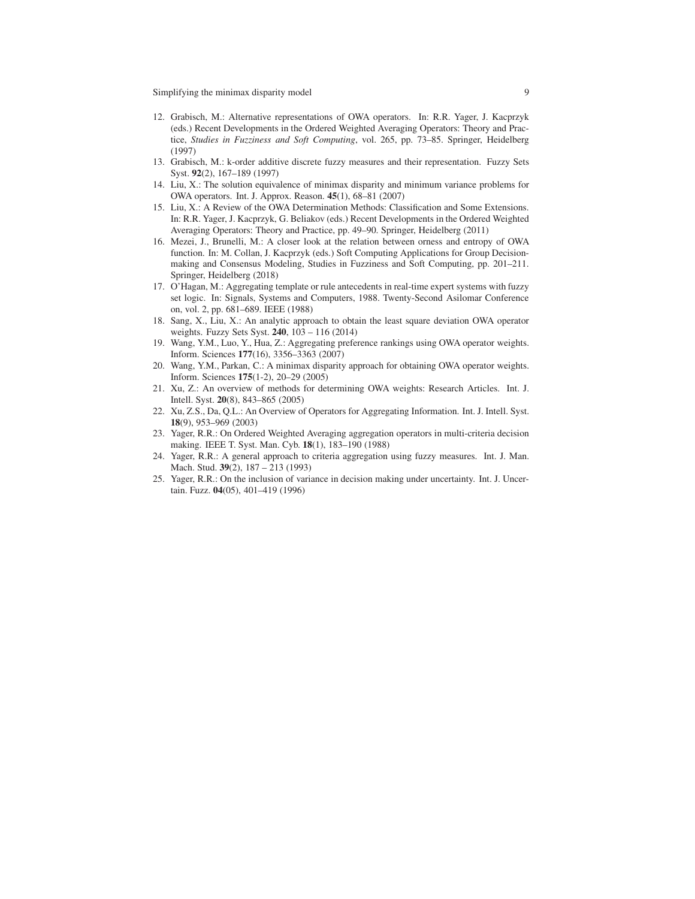12. Grabisch, M.: Alternative representations of OWA operators. In: R.R. Yager, J. Kacprzyk (eds.) Recent Developments in the Ordered Weighted Averaging Operators: Theory and Practice, *Studies in Fuzziness and Soft Computing*, vol. 265, pp. 73–85. Springer, Heidelberg (1997)
13. Grabisch, M.: k-order additive discrete fuzzy measures and their representation. Fuzzy Sets Syst. **92**(2), 167–189 (1997)
14. Liu, X.: The solution equivalence of minimax disparity and minimum variance problems for OWA operators. Int. J. Approx. Reason. **45**(1), 68–81 (2007)
15. Liu, X.: A Review of the OWA Determination Methods: Classification and Some Extensions. In: R.R. Yager, J. Kacprzyk, G. Beliakov (eds.) Recent Developments in the Ordered Weighted Averaging Operators: Theory and Practice, pp. 49–90. Springer, Heidelberg (2011)
16. Mezei, J., Brunelli, M.: A closer look at the relation between orness and entropy of OWA function. In: M. Collan, J. Kacprzyk (eds.) Soft Computing Applications for Group Decision-making and Consensus Modeling, Studies in Fuzziness and Soft Computing, pp. 201–211. Springer, Heidelberg (2018)
17. O'Hagan, M.: Aggregating template or rule antecedents in real-time expert systems with fuzzy set logic. In: Signals, Systems and Computers, 1988. Twenty-Second Asilomar Conference on, vol. 2, pp. 681–689. IEEE (1988)
18. Sang, X., Liu, X.: An analytic approach to obtain the least square deviation OWA operator weights. Fuzzy Sets Syst. **240**, 103 – 116 (2014)
19. Wang, Y.M., Luo, Y., Hua, Z.: Aggregating preference rankings using OWA operator weights. Inform. Sciences **177**(16), 3356–3363 (2007)
20. Wang, Y.M., Parkan, C.: A minimax disparity approach for obtaining OWA operator weights. Inform. Sciences **175**(1-2), 20–29 (2005)
21. Xu, Z.: An overview of methods for determining OWA weights: Research Articles. Int. J. Intell. Syst. **20**(8), 843–865 (2005)
22. Xu, Z.S., Da, Q.L.: An Overview of Operators for Aggregating Information. Int. J. Intell. Syst. **18**(9), 953–969 (2003)
23. Yager, R.R.: On Ordered Weighted Averaging aggregation operators in multi-criteria decision making. IEEE T. Syst. Man. Cyb. **18**(1), 183–190 (1988)
24. Yager, R.R.: A general approach to criteria aggregation using fuzzy measures. Int. J. Man. Mach. Stud. **39**(2), 187 – 213 (1993)
25. Yager, R.R.: On the inclusion of variance in decision making under uncertainty. Int. J. Uncertain. Fuzz. **04**(05), 401–419 (1996)